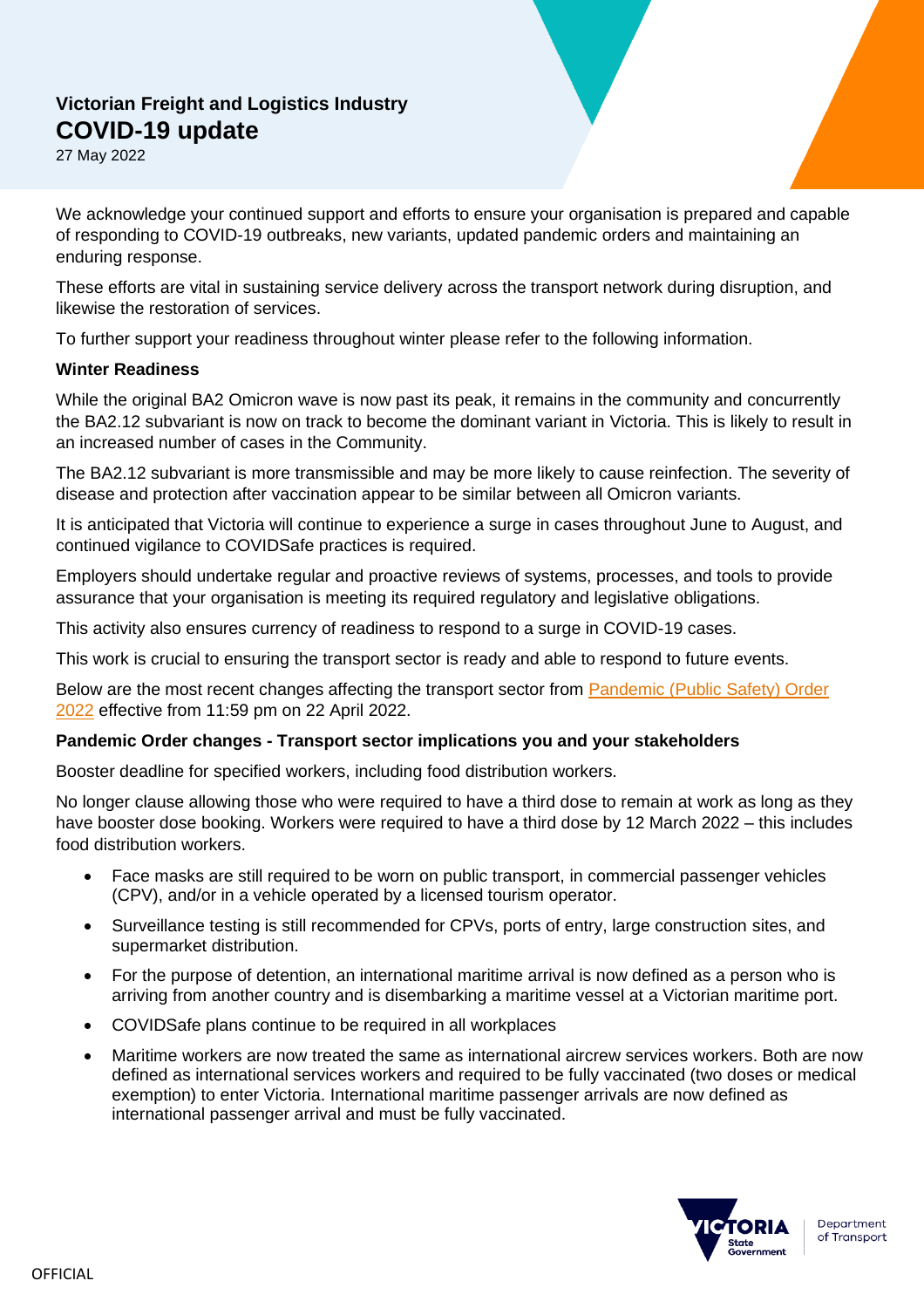## Victorian Freight and Logistics Industry

# COVID-19 update

27 May 2022

We acknowledge your continued support and efforts to ensure your organisation is prepared and capable of responding to COVID-19 outbreaks, new variants, updated pandemic orders and maintaining an enduring response.

These efforts are vital in sustaining service delivery across the transport network during disruption, and likewise the restoration of services.

To further support your readiness throughout winter please refer to the following information.

**Winter Readiness**

While the original BA2 Omicron wave is now past its peak, it remains in the community and concurrently the BA2.12 subvariant is now on track to become the dominant variant in Victoria. This is likely to result in an increased number of cases in the Community.

The BA2.12 subvariant is more transmissible and may be more likely to cause reinfection. The severity of disease and protection after vaccination appear to be similar between all Omicron variants.

It is anticipated that Victoria will continue to experience a surge in cases throughout June to August, and continued vigilance to COVIDSafe practices is required.

Employers should undertake regular and proactive reviews of systems, processes, and tools to provide assurance that your organisation is meeting its required regulatory and legislative obligations.

This activity also ensures currency of readiness to respond to a surge in COVID-19 cases.

This work is crucial to ensuring the transport sector is ready and able to respond to future events.

Below are the most recent changes affecting the transport sector from Pandemic (Public Safety) Order 2022 effective from 11:59 pm on 22 April 2022.

**Pandemic Order changes - Transport sector implications you and your stakeholders**

Booster deadline for specified workers, including food distribution workers.

No longer clause allowing those who were required to have a third dose to remain at work as long as they have booster dose booking. Workers were required to have a third dose by 12 March 2022 – this includes food distribution workers.

- Face masks are still required to be worn on public transport, in commercial passenger vehicles (CPV), and/or in a vehicle operated by a licensed tourism operator.
- Surveillance testing is still recommended for CPVs, ports of entry, large construction sites, and supermarket distribution.
- For the purpose of detention, an international maritime arrival is now defined as a person who is arriving from another country and is disembarking a maritime vessel at a Victorian maritime port.
- COVIDSafe plans continue to be required in all workplaces
- Maritime workers are now treated the same as international aircrew services workers. Both are now defined as international services workers and required to be fully vaccinated (two doses or medical exemption) to enter Victoria. International maritime passenger arrivals are now defined as international passenger arrival and must be fully vaccinated.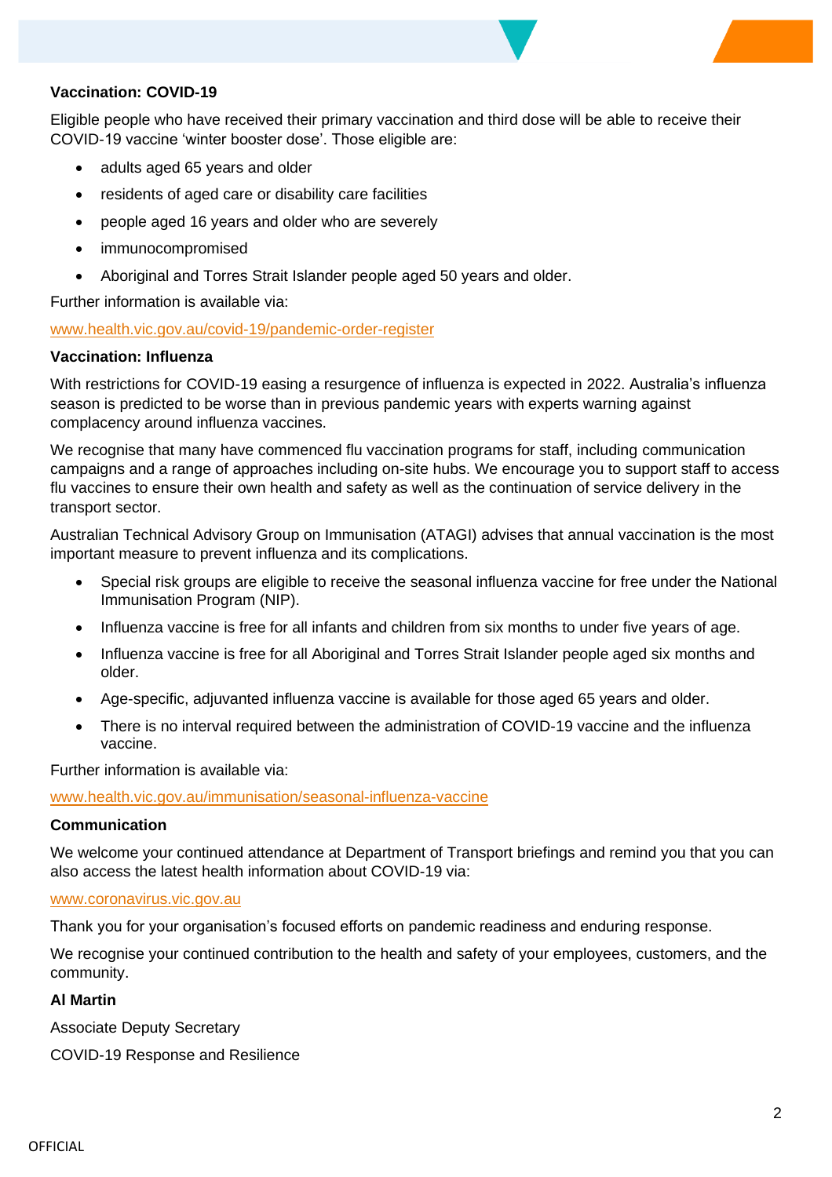**Vaccination: COVID-19**

Eligible people who have received their primary vaccination and third dose will be able to receive their COVID-19 vaccine 'winter booster dose'. Those eligible are:

- adults aged 65 years and older
- residents of aged care or disability care facilities
- people aged 16 years and older who are severely
- immunocompromised
- Aboriginal and Torres Strait Islander people aged 50 years and older.

Further information is available via:

www.health.vic.gov.au/covid-19/pandemic-order-register

**Vaccination: Influenza**

With restrictions for COVID-19 easing a resurgence of influenza is expected in 2022. Australia's influenza season is predicted to be worse than in previous pandemic years with experts warning against complacency around influenza vaccines.

We recognise that many have commenced flu vaccination programs for staff, including communication campaigns and a range of approaches including on-site hubs. We encourage you to support staff to access flu vaccines to ensure their own health and safety as well as the continuation of service delivery in the transport sector.

Australian Technical Advisory Group on Immunisation (ATAGI) advises that annual vaccination is the most important measure to prevent influenza and its complications.

- Special risk groups are eligible to receive the seasonal influenza vaccine for free under the National Immunisation Program (NIP).
- Influenza vaccine is free for all infants and children from six months to under five years of age.
- Influenza vaccine is free for all Aboriginal and Torres Strait Islander people aged six months and older.
- Age-specific, adjuvanted influenza vaccine is available for those aged 65 years and older.
- There is no interval required between the administration of COVID-19 vaccine and the influenza vaccine.

Further information is available via:

www.health.vic.gov.au/immunisation/seasonal-influenza-vaccine

**Communication**

We welcome your continued attendance at Department of Transport briefings and remind you that you can also access the latest health information about COVID-19 via:

www.coronavirus.vic.gov.au

Thank you for your organisation's focused efforts on pandemic readiness and enduring response.

We recognise your continued contribution to the health and safety of your employees, customers, and the community.

**Al Martin**

Associate Deputy Secretary

COVID-19 Response and Resilience

OFFICIAL